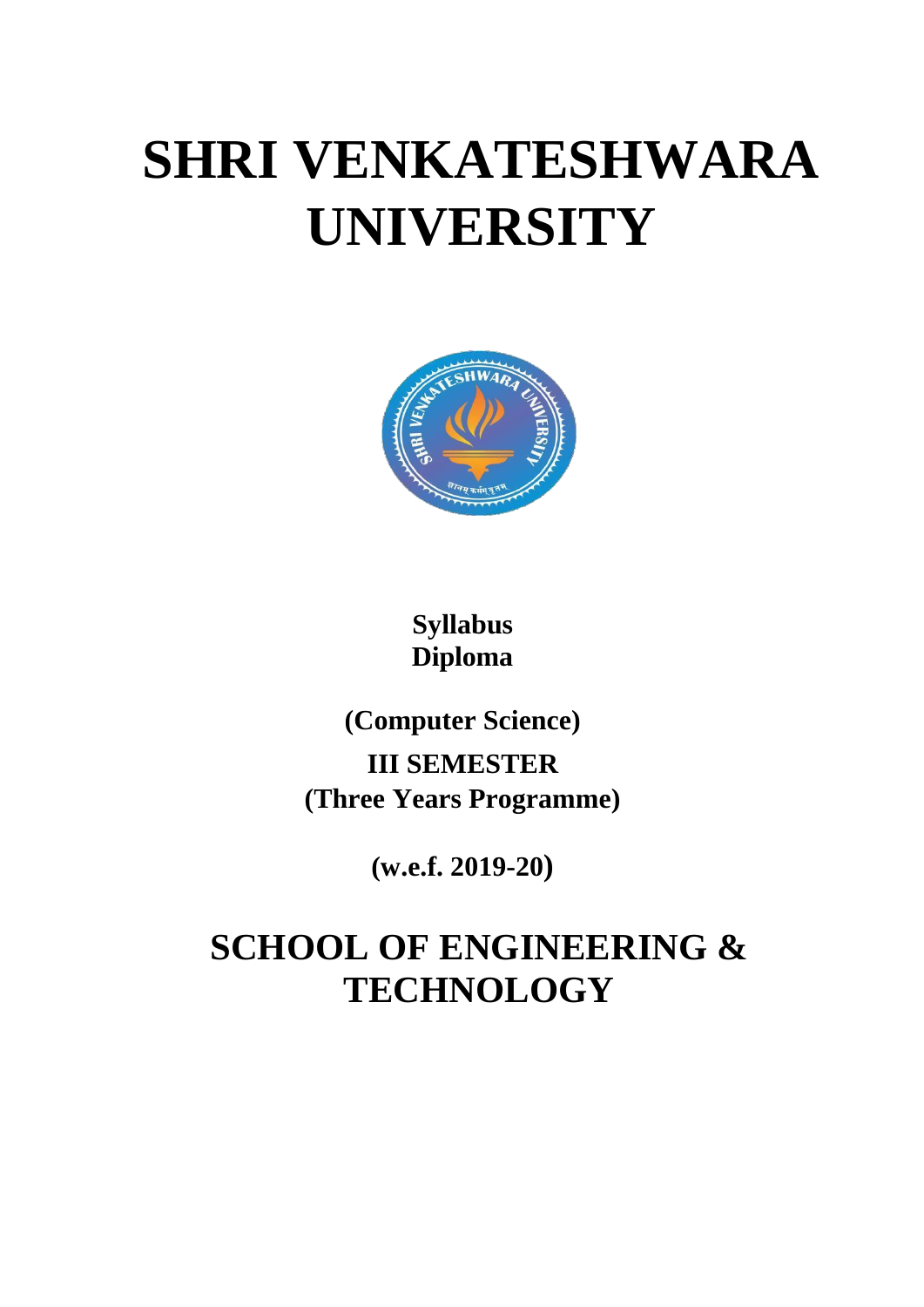# SHRI VENKATESHWARA UNIVERSITY

**Syllabus**
**Diploma**

**(Computer Science)**

**III SEMESTER**
**(Three Years Programme)**

**(w.e.f. 2019-20)**

## SCHOOL OF ENGINEERING & TECHNOLOGY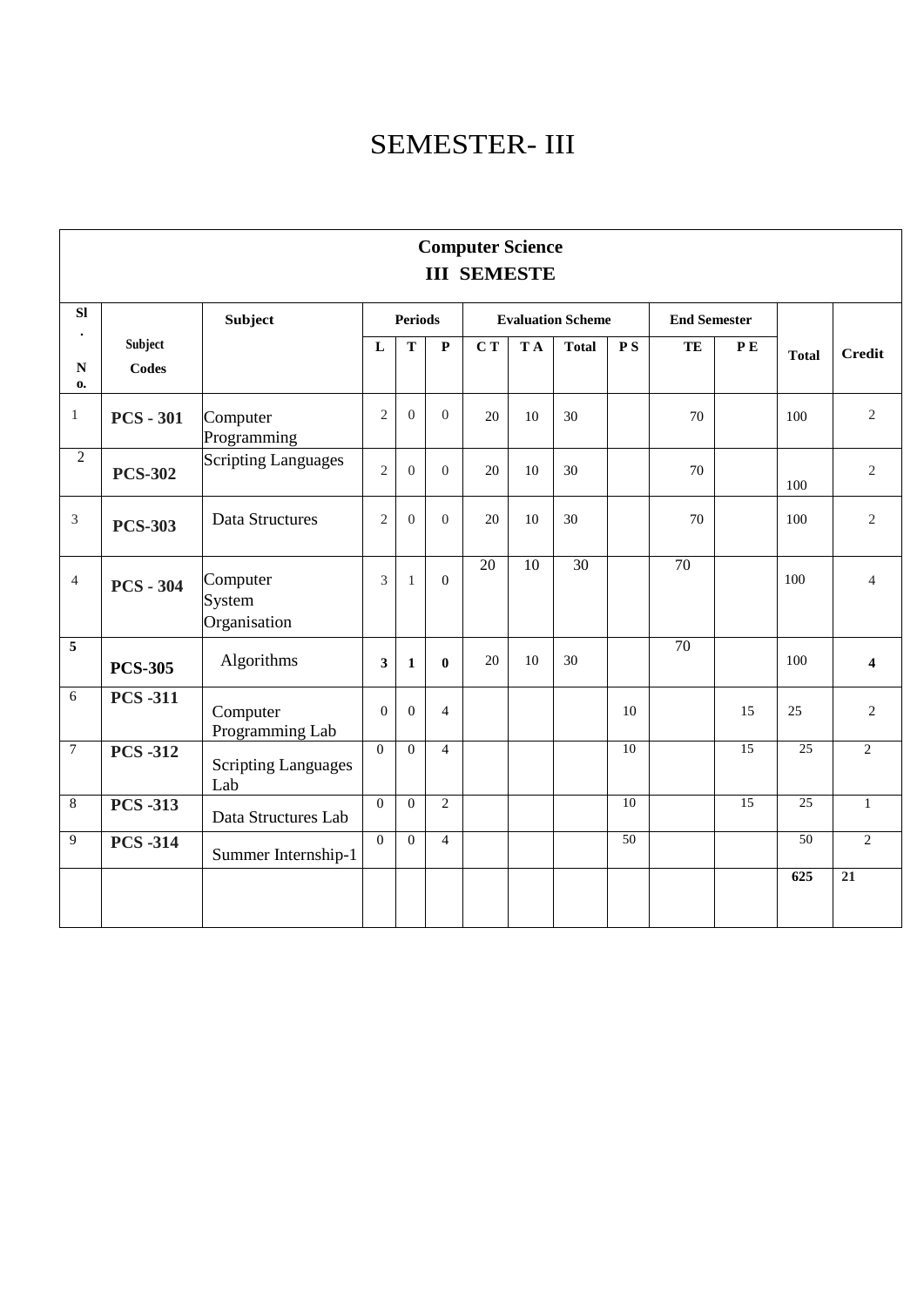# SEMESTER- III

| Computer Science III SEMESTE | | | | | | | | | | | | | |
|---|---|---|---|---|---|---|---|---|---|---|---|---|---|
| Sl. No. | Subject Codes | Subject | Periods | | | Evaluation Scheme | | | | End Semester | | Total | Credit |
| | | | L | T | P | C T | T A | Total | P S | TE | P E | | |
| 1 | **PCS - 301** | Computer Programming | 2 | 0 | 0 | 20 | 10 | 30 | | 70 | | 100 | 2 |
| 2 | **PCS-302** | Scripting Languages | 2 | 0 | 0 | 20 | 10 | 30 | | 70 | | 100 | 2 |
| 3 | **PCS-303** | Data Structures | 2 | 0 | 0 | 20 | 10 | 30 | | 70 | | 100 | 2 |
| 4 | **PCS - 304** | Computer System Organisation | 3 | 1 | 0 | 20 | 10 | 30 | | 70 | | 100 | 4 |
| **5** | **PCS-305** | Algorithms | **3** | **1** | **0** | 20 | 10 | 30 | | 70 | | 100 | **4** |
| 6 | **PCS -311** | Computer Programming Lab | 0 | 0 | 4 | | | | 10 | | 15 | 25 | 2 |
| 7 | **PCS -312** | Scripting Languages Lab | 0 | 0 | 4 | | | | 10 | | 15 | 25 | 2 |
| 8 | **PCS -313** | Data Structures Lab | 0 | 0 | 2 | | | | 10 | | 15 | 25 | 1 |
| 9 | **PCS -314** | Summer Internship-1 | 0 | 0 | 4 | | | | 50 | | | 50 | 2 |
| | | | | | | | | | | | | **625** | **21** |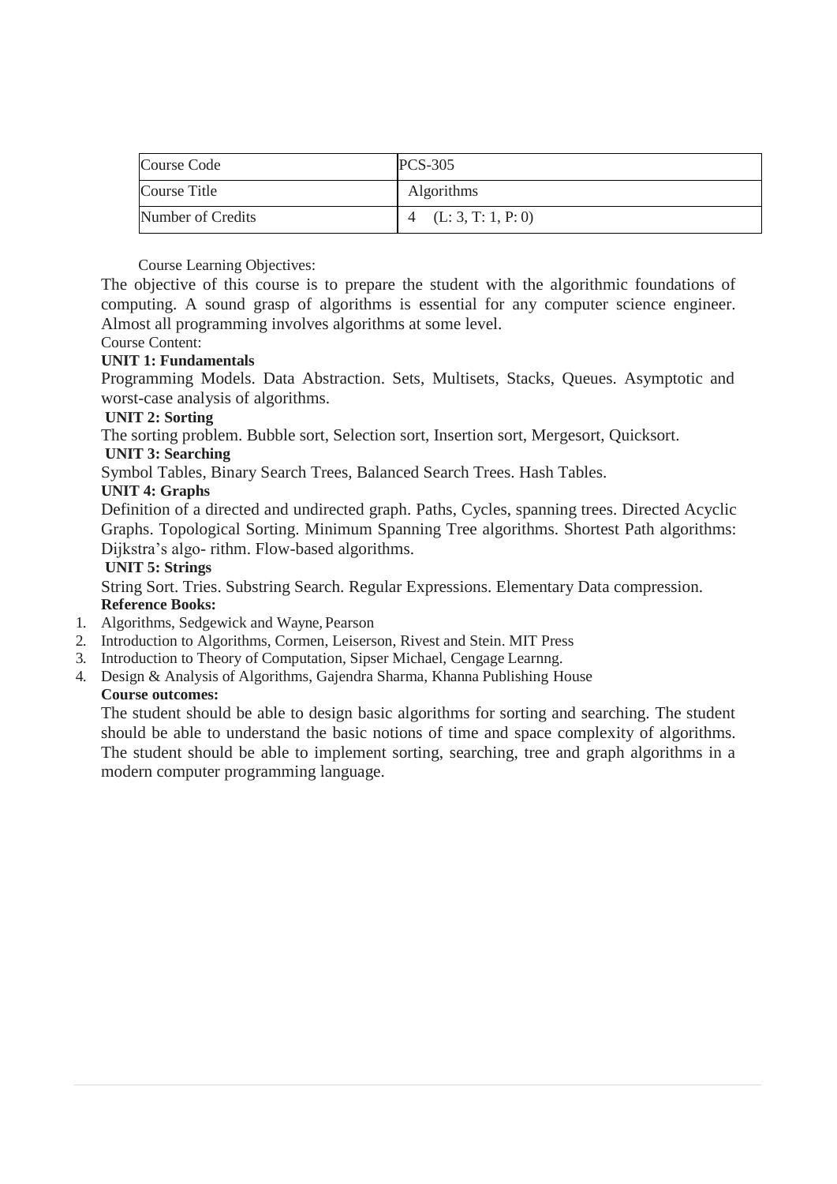| Course Code | PCS-305 |
| --- | --- |
| Course Title | Algorithms |
| Number of Credits | 4 (L: 3, T: 1, P: 0) |

Course Learning Objectives:

The objective of this course is to prepare the student with the algorithmic foundations of computing. A sound grasp of algorithms is essential for any computer science engineer. Almost all programming involves algorithms at some level.

Course Content:

**UNIT 1: Fundamentals**

Programming Models. Data Abstraction. Sets, Multisets, Stacks, Queues. Asymptotic and worst-case analysis of algorithms.

**UNIT 2: Sorting**

The sorting problem. Bubble sort, Selection sort, Insertion sort, Mergesort, Quicksort.

**UNIT 3: Searching**

Symbol Tables, Binary Search Trees, Balanced Search Trees. Hash Tables.

**UNIT 4: Graphs**

Definition of a directed and undirected graph. Paths, Cycles, spanning trees. Directed Acyclic Graphs. Topological Sorting. Minimum Spanning Tree algorithms. Shortest Path algorithms: Dijkstra's algo- rithm. Flow-based algorithms.

**UNIT 5: Strings**

String Sort. Tries. Substring Search. Regular Expressions. Elementary Data compression.

**Reference Books:**

1. Algorithms, Sedgewick and Wayne, Pearson
2. Introduction to Algorithms, Cormen, Leiserson, Rivest and Stein. MIT Press
3. Introduction to Theory of Computation, Sipser Michael, Cengage Learnng.
4. Design & Analysis of Algorithms, Gajendra Sharma, Khanna Publishing House

**Course outcomes:**

The student should be able to design basic algorithms for sorting and searching. The student should be able to understand the basic notions of time and space complexity of algorithms. The student should be able to implement sorting, searching, tree and graph algorithms in a modern computer programming language.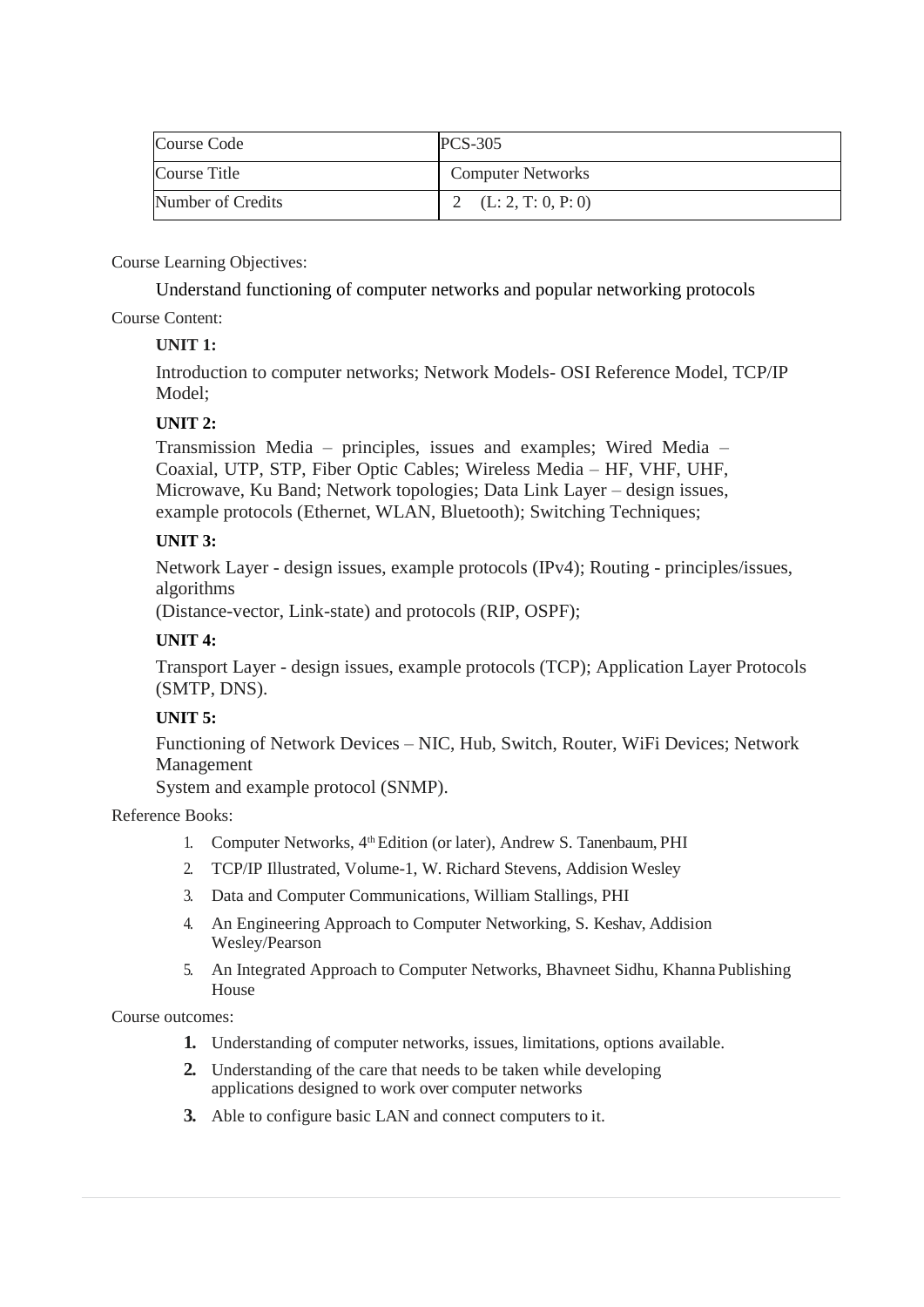| Course Code | PCS-305 |
|---|---|
| Course Title | Computer Networks |
| Number of Credits | 2 (L: 2, T: 0, P: 0) |

Course Learning Objectives:

Understand functioning of computer networks and popular networking protocols

Course Content:

**UNIT 1:**

Introduction to computer networks; Network Models- OSI Reference Model, TCP/IP Model;

**UNIT 2:**

Transmission Media – principles, issues and examples; Wired Media – Coaxial, UTP, STP, Fiber Optic Cables; Wireless Media – HF, VHF, UHF, Microwave, Ku Band; Network topologies; Data Link Layer – design issues, example protocols (Ethernet, WLAN, Bluetooth); Switching Techniques;

**UNIT 3:**

Network Layer - design issues, example protocols (IPv4); Routing - principles/issues, algorithms (Distance-vector, Link-state) and protocols (RIP, OSPF);

**UNIT 4:**

Transport Layer - design issues, example protocols (TCP); Application Layer Protocols (SMTP, DNS).

**UNIT 5:**

Functioning of Network Devices – NIC, Hub, Switch, Router, WiFi Devices; Network Management System and example protocol (SNMP).

Reference Books:

1. Computer Networks, 4th Edition (or later), Andrew S. Tanenbaum, PHI
2. TCP/IP Illustrated, Volume-1, W. Richard Stevens, Addision Wesley
3. Data and Computer Communications, William Stallings, PHI
4. An Engineering Approach to Computer Networking, S. Keshav, Addision Wesley/Pearson
5. An Integrated Approach to Computer Networks, Bhavneet Sidhu, Khanna Publishing House

Course outcomes:

1. Understanding of computer networks, issues, limitations, options available.
2. Understanding of the care that needs to be taken while developing applications designed to work over computer networks
3. Able to configure basic LAN and connect computers to it.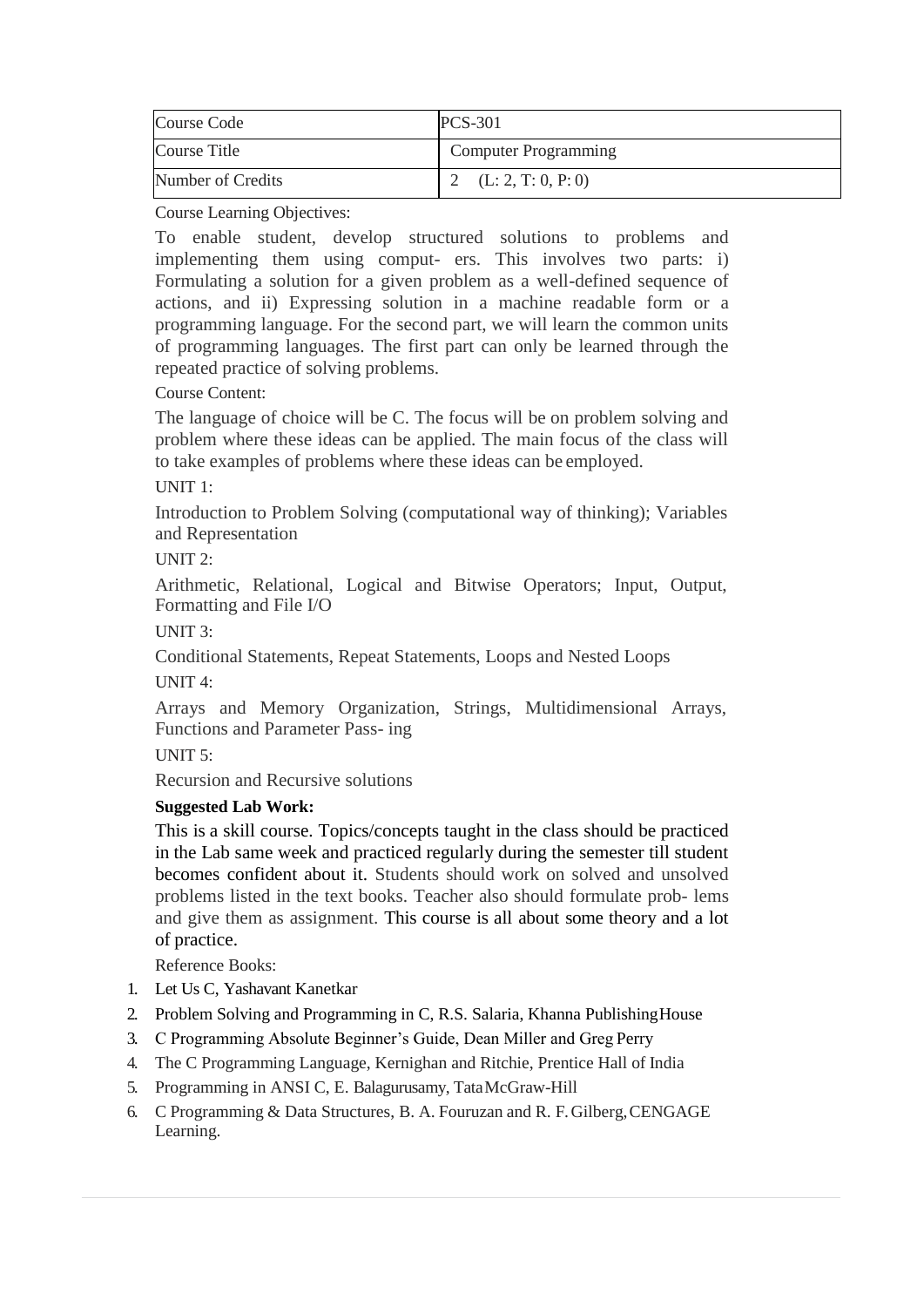| Course Code | PCS-301 |
|---|---|
| Course Title | Computer Programming |
| Number of Credits | 2 (L: 2, T: 0, P: 0) |

Course Learning Objectives:

To enable student, develop structured solutions to problems and implementing them using comput- ers. This involves two parts: i) Formulating a solution for a given problem as a well-defined sequence of actions, and ii) Expressing solution in a machine readable form or a programming language. For the second part, we will learn the common units of programming languages. The first part can only be learned through the repeated practice of solving problems.

Course Content:

The language of choice will be C. The focus will be on problem solving and problem where these ideas can be applied. The main focus of the class will to take examples of problems where these ideas can be employed.

UNIT 1:

Introduction to Problem Solving (computational way of thinking); Variables and Representation

UNIT 2:

Arithmetic, Relational, Logical and Bitwise Operators; Input, Output, Formatting and File I/O

UNIT 3:

Conditional Statements, Repeat Statements, Loops and Nested Loops

UNIT 4:

Arrays and Memory Organization, Strings, Multidimensional Arrays, Functions and Parameter Pass- ing

UNIT 5:

Recursion and Recursive solutions

**Suggested Lab Work:**

This is a skill course. Topics/concepts taught in the class should be practiced in the Lab same week and practiced regularly during the semester till student becomes confident about it. Students should work on solved and unsolved problems listed in the text books. Teacher also should formulate prob- lems and give them as assignment. This course is all about some theory and a lot of practice.

Reference Books:

1. Let Us C, Yashavant Kanetkar
2. Problem Solving and Programming in C, R.S. Salaria, Khanna Publishing House
3. C Programming Absolute Beginner's Guide, Dean Miller and Greg Perry
4. The C Programming Language, Kernighan and Ritchie, Prentice Hall of India
5. Programming in ANSI C, E. Balagurusamy, Tata McGraw-Hill
6. C Programming & Data Structures, B. A. Fouruzan and R. F. Gilberg, CENGAGE Learning.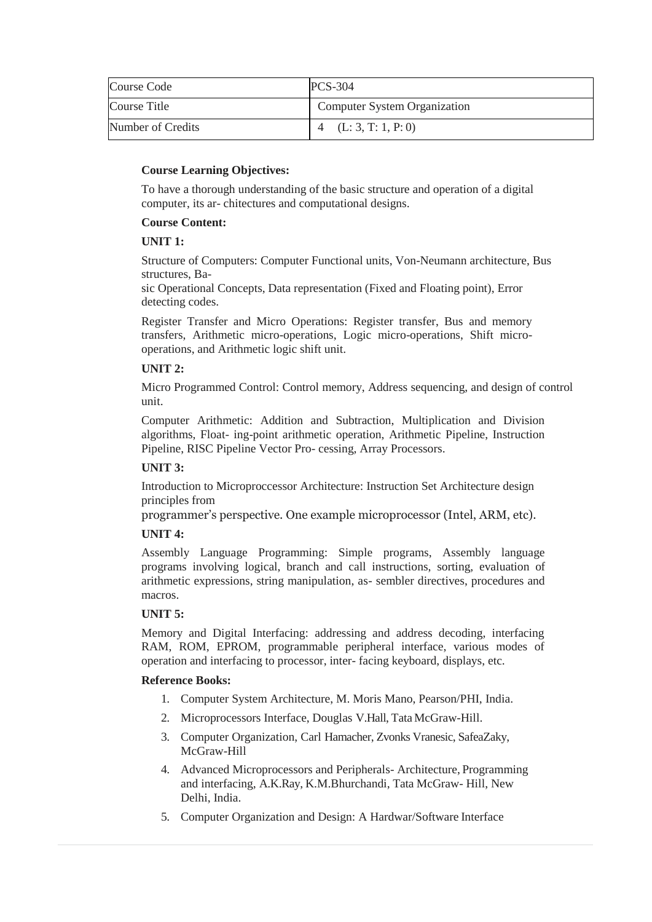| Course Code | PCS-304 |
|---|---|
| Course Title | Computer System Organization |
| Number of Credits | 4 (L: 3, T: 1, P: 0) |

**Course Learning Objectives:**

To have a thorough understanding of the basic structure and operation of a digital computer, its ar- chitectures and computational designs.

**Course Content:**

**UNIT 1:**

Structure of Computers: Computer Functional units, Von-Neumann architecture, Bus structures, Ba-
sic Operational Concepts, Data representation (Fixed and Floating point), Error detecting codes.

Register Transfer and Micro Operations: Register transfer, Bus and memory transfers, Arithmetic micro-operations, Logic micro-operations, Shift micro-operations, and Arithmetic logic shift unit.

**UNIT 2:**

Micro Programmed Control: Control memory, Address sequencing, and design of control unit.

Computer Arithmetic: Addition and Subtraction, Multiplication and Division algorithms, Float- ing-point arithmetic operation, Arithmetic Pipeline, Instruction Pipeline, RISC Pipeline Vector Pro- cessing, Array Processors.

**UNIT 3:**

Introduction to Microproccessor Architecture: Instruction Set Architecture design principles from
programmer's perspective. One example microprocessor (Intel, ARM, etc).

**UNIT 4:**

Assembly Language Programming: Simple programs, Assembly language programs involving logical, branch and call instructions, sorting, evaluation of arithmetic expressions, string manipulation, as- sembler directives, procedures and macros.

**UNIT 5:**

Memory and Digital Interfacing: addressing and address decoding, interfacing RAM, ROM, EPROM, programmable peripheral interface, various modes of operation and interfacing to processor, inter- facing keyboard, displays, etc.

**Reference Books:**

1. Computer System Architecture, M. Moris Mano, Pearson/PHI, India.
2. Microprocessors Interface, Douglas V.Hall, Tata McGraw-Hill.
3. Computer Organization, Carl Hamacher, Zvonks Vranesic, SafeaZaky, McGraw-Hill
4. Advanced Microprocessors and Peripherals- Architecture, Programming and interfacing, A.K.Ray, K.M.Bhurchandi, Tata McGraw- Hill, New Delhi, India.
5. Computer Organization and Design: A Hardwar/Software Interface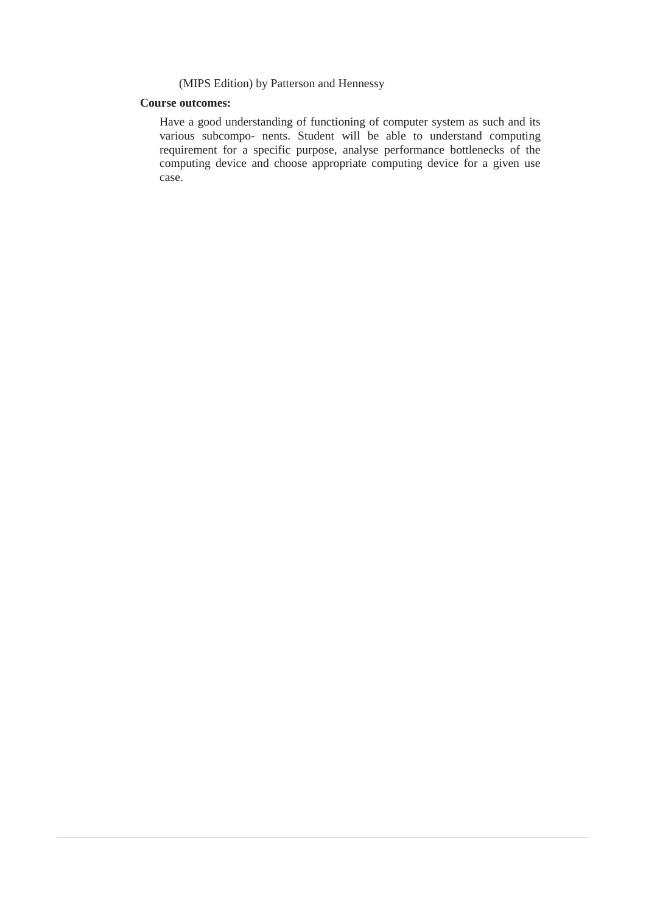(MIPS Edition) by Patterson and Hennessy

**Course outcomes:**

Have a good understanding of functioning of computer system as such and its various subcompo- nents. Student will be able to understand computing requirement for a specific purpose, analyse performance bottlenecks of the computing device and choose appropriate computing device for a given use case.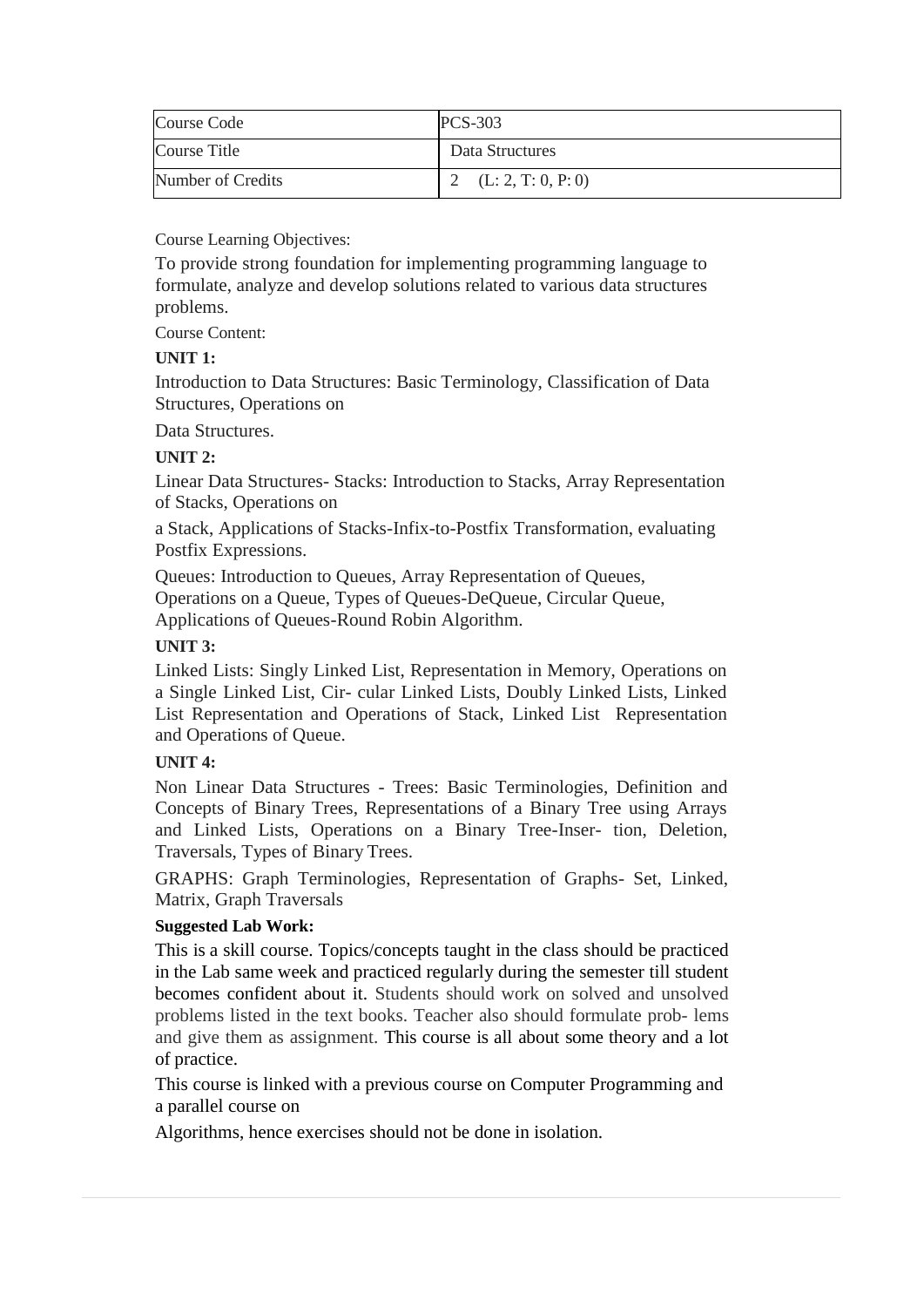| Course Code | PCS-303 |
|---|---|
| Course Title | Data Structures |
| Number of Credits | 2 (L: 2, T: 0, P: 0) |

Course Learning Objectives:

To provide strong foundation for implementing programming language to formulate, analyze and develop solutions related to various data structures problems.

Course Content:

**UNIT 1:**

Introduction to Data Structures: Basic Terminology, Classification of Data Structures, Operations on

Data Structures.

**UNIT 2:**

Linear Data Structures- Stacks: Introduction to Stacks, Array Representation of Stacks, Operations on

a Stack, Applications of Stacks-Infix-to-Postfix Transformation, evaluating Postfix Expressions.

Queues: Introduction to Queues, Array Representation of Queues, Operations on a Queue, Types of Queues-DeQueue, Circular Queue, Applications of Queues-Round Robin Algorithm.

**UNIT 3:**

Linked Lists: Singly Linked List, Representation in Memory, Operations on a Single Linked List, Cir- cular Linked Lists, Doubly Linked Lists, Linked List Representation and Operations of Stack, Linked List Representation and Operations of Queue.

**UNIT 4:**

Non Linear Data Structures - Trees: Basic Terminologies, Definition and Concepts of Binary Trees, Representations of a Binary Tree using Arrays and Linked Lists, Operations on a Binary Tree-Inser- tion, Deletion, Traversals, Types of Binary Trees.

GRAPHS: Graph Terminologies, Representation of Graphs- Set, Linked, Matrix, Graph Traversals

**Suggested Lab Work:**

This is a skill course. Topics/concepts taught in the class should be practiced in the Lab same week and practiced regularly during the semester till student becomes confident about it. Students should work on solved and unsolved problems listed in the text books. Teacher also should formulate prob- lems and give them as assignment. This course is all about some theory and a lot of practice.

This course is linked with a previous course on Computer Programming and a parallel course on

Algorithms, hence exercises should not be done in isolation.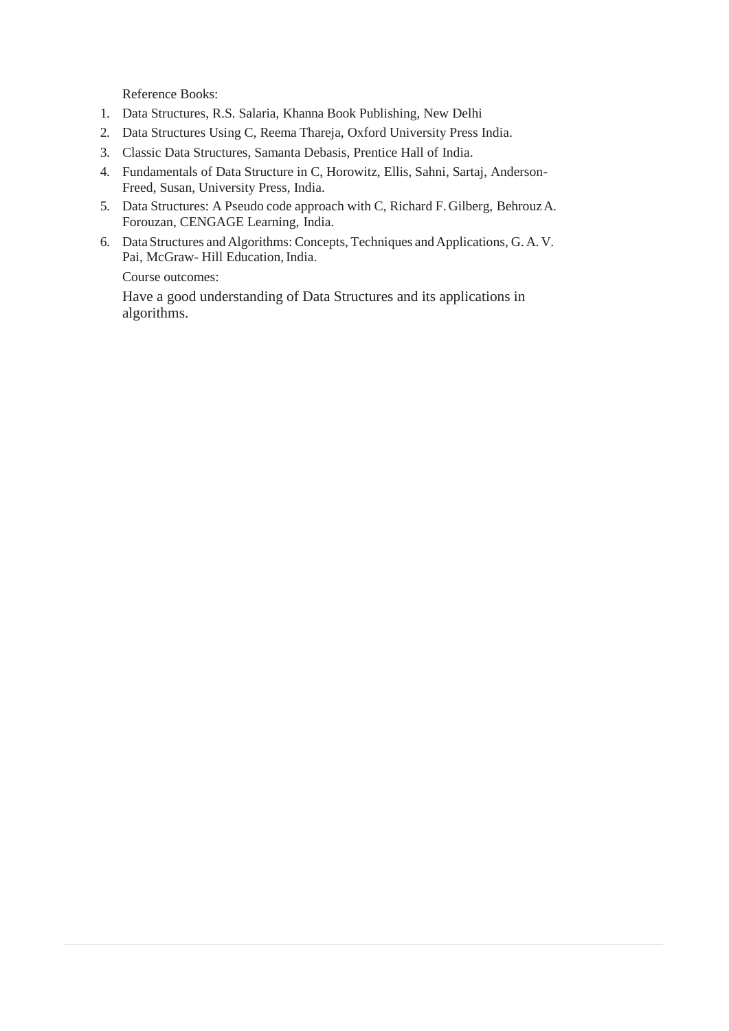Reference Books:

1. Data Structures, R.S. Salaria, Khanna Book Publishing, New Delhi
2. Data Structures Using C, Reema Thareja, Oxford University Press India.
3. Classic Data Structures, Samanta Debasis, Prentice Hall of India.
4. Fundamentals of Data Structure in C, Horowitz, Ellis, Sahni, Sartaj, Anderson-Freed, Susan, University Press, India.
5. Data Structures: A Pseudo code approach with C, Richard F. Gilberg, Behrouz A. Forouzan, CENGAGE Learning, India.
6. Data Structures and Algorithms: Concepts, Techniques and Applications, G. A. V. Pai, McGraw- Hill Education, India.

Course outcomes:

Have a good understanding of Data Structures and its applications in algorithms.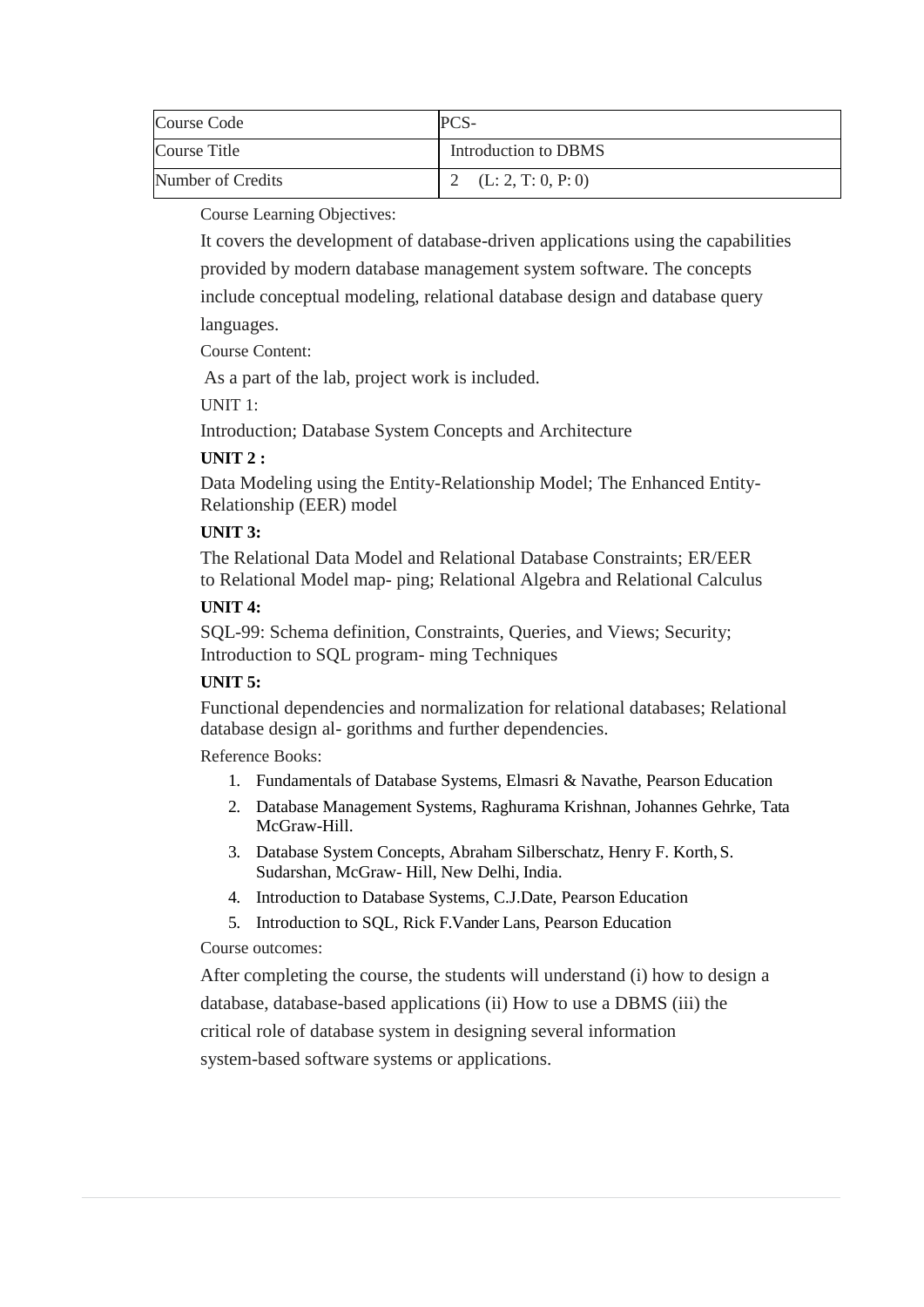| Course Code | PCS- |
| --- | --- |
| Course Title | Introduction to DBMS |
| Number of Credits | 2 (L: 2, T: 0, P: 0) |

Course Learning Objectives:

It covers the development of database-driven applications using the capabilities provided by modern database management system software. The concepts include conceptual modeling, relational database design and database query languages.

Course Content:

As a part of the lab, project work is included.

UNIT 1:

Introduction; Database System Concepts and Architecture

**UNIT 2 :**

Data Modeling using the Entity-Relationship Model; The Enhanced Entity-Relationship (EER) model

**UNIT 3:**

The Relational Data Model and Relational Database Constraints; ER/EER to Relational Model map- ping; Relational Algebra and Relational Calculus

**UNIT 4:**

SQL-99: Schema definition, Constraints, Queries, and Views; Security; Introduction to SQL program- ming Techniques

**UNIT 5:**

Functional dependencies and normalization for relational databases; Relational database design al- gorithms and further dependencies.

Reference Books:

1. Fundamentals of Database Systems, Elmasri & Navathe, Pearson Education
2. Database Management Systems, Raghurama Krishnan, Johannes Gehrke, Tata McGraw-Hill.
3. Database System Concepts, Abraham Silberschatz, Henry F. Korth, S. Sudarshan, McGraw- Hill, New Delhi, India.
4. Introduction to Database Systems, C.J.Date, Pearson Education
5. Introduction to SQL, Rick F.Vander Lans, Pearson Education

Course outcomes:

After completing the course, the students will understand (i) how to design a database, database-based applications (ii) How to use a DBMS (iii) the critical role of database system in designing several information system-based software systems or applications.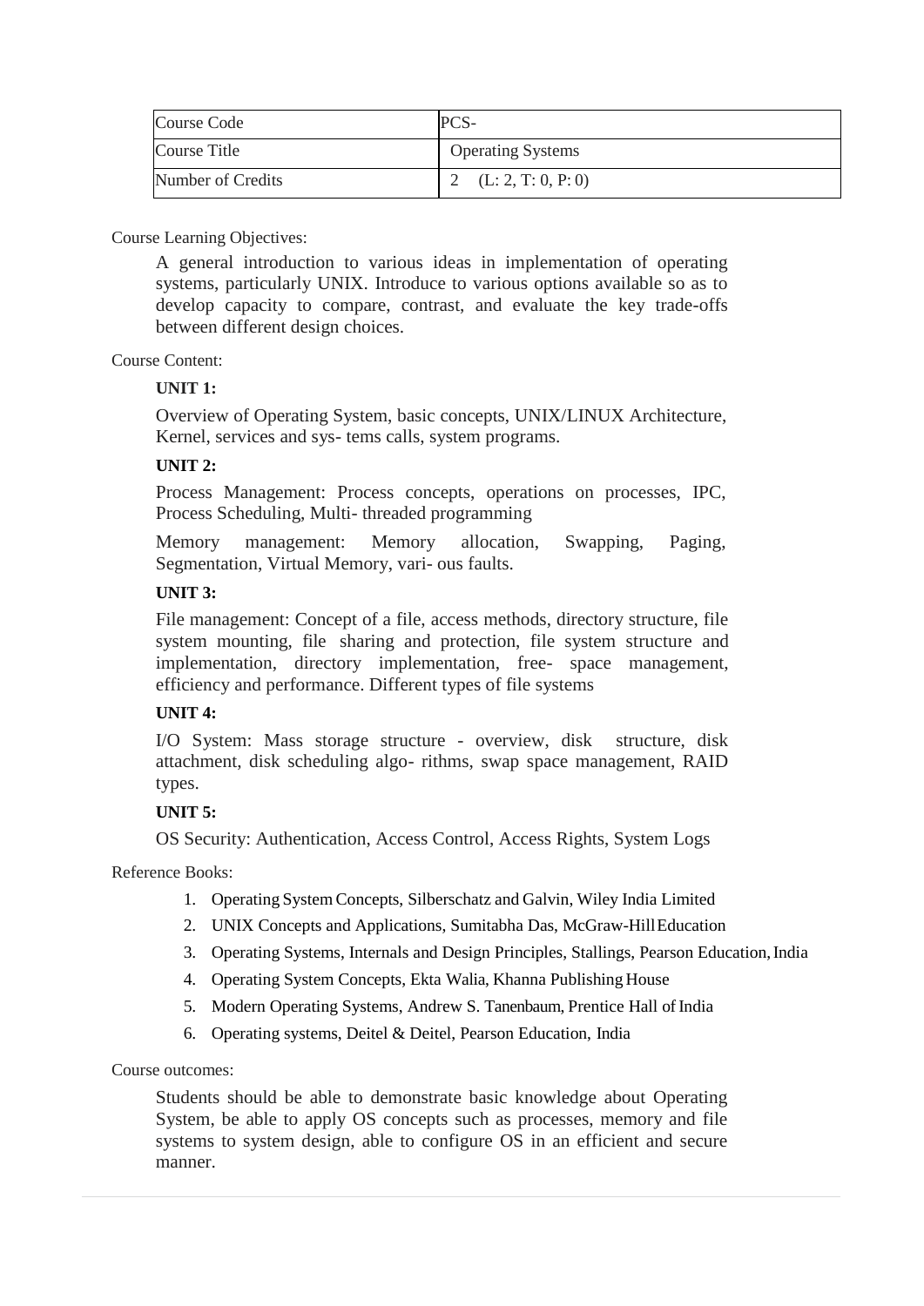| Course Code | PCS- |
| --- | --- |
| Course Title | Operating Systems |
| Number of Credits | 2 (L: 2, T: 0, P: 0) |

Course Learning Objectives:

A general introduction to various ideas in implementation of operating systems, particularly UNIX. Introduce to various options available so as to develop capacity to compare, contrast, and evaluate the key trade-offs between different design choices.

Course Content:

**UNIT 1:**

Overview of Operating System, basic concepts, UNIX/LINUX Architecture, Kernel, services and sys- tems calls, system programs.

**UNIT 2:**

Process Management: Process concepts, operations on processes, IPC, Process Scheduling, Multi- threaded programming

Memory management: Memory allocation, Swapping, Paging, Segmentation, Virtual Memory, vari- ous faults.

**UNIT 3:**

File management: Concept of a file, access methods, directory structure, file system mounting, file sharing and protection, file system structure and implementation, directory implementation, free- space management, efficiency and performance. Different types of file systems

**UNIT 4:**

I/O System: Mass storage structure - overview, disk structure, disk attachment, disk scheduling algo- rithms, swap space management, RAID types.

**UNIT 5:**

OS Security: Authentication, Access Control, Access Rights, System Logs

Reference Books:

1. Operating System Concepts, Silberschatz and Galvin, Wiley India Limited
2. UNIX Concepts and Applications, Sumitabha Das, McGraw-Hill Education
3. Operating Systems, Internals and Design Principles, Stallings, Pearson Education, India
4. Operating System Concepts, Ekta Walia, Khanna Publishing House
5. Modern Operating Systems, Andrew S. Tanenbaum, Prentice Hall of India
6. Operating systems, Deitel & Deitel, Pearson Education, India

Course outcomes:

Students should be able to demonstrate basic knowledge about Operating System, be able to apply OS concepts such as processes, memory and file systems to system design, able to configure OS in an efficient and secure manner.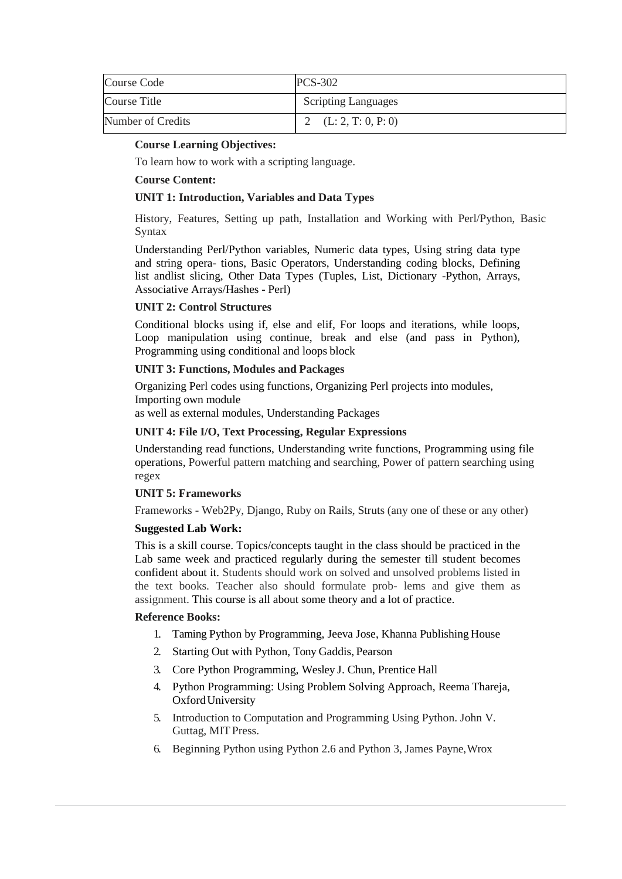| Course Code | PCS-302 |
| --- | --- |
| Course Title | Scripting Languages |
| Number of Credits | 2 (L: 2, T: 0, P: 0) |

**Course Learning Objectives:**

To learn how to work with a scripting language.

**Course Content:**

**UNIT 1: Introduction, Variables and Data Types**

History, Features, Setting up path, Installation and Working with Perl/Python, Basic Syntax

Understanding Perl/Python variables, Numeric data types, Using string data type and string opera- tions, Basic Operators, Understanding coding blocks, Defining list andlist slicing, Other Data Types (Tuples, List, Dictionary -Python, Arrays, Associative Arrays/Hashes - Perl)

**UNIT 2: Control Structures**

Conditional blocks using if, else and elif, For loops and iterations, while loops, Loop manipulation using continue, break and else (and pass in Python), Programming using conditional and loops block

**UNIT 3: Functions, Modules and Packages**

Organizing Perl codes using functions, Organizing Perl projects into modules, Importing own module
as well as external modules, Understanding Packages

**UNIT 4: File I/O, Text Processing, Regular Expressions**

Understanding read functions, Understanding write functions, Programming using file operations, Powerful pattern matching and searching, Power of pattern searching using regex

**UNIT 5: Frameworks**

Frameworks - Web2Py, Django, Ruby on Rails, Struts (any one of these or any other)

**Suggested Lab Work:**

This is a skill course. Topics/concepts taught in the class should be practiced in the Lab same week and practiced regularly during the semester till student becomes confident about it. Students should work on solved and unsolved problems listed in the text books. Teacher also should formulate prob- lems and give them as assignment. This course is all about some theory and a lot of practice.

**Reference Books:**

1. Taming Python by Programming, Jeeva Jose, Khanna Publishing House
2. Starting Out with Python, Tony Gaddis, Pearson
3. Core Python Programming, Wesley J. Chun, Prentice Hall
4. Python Programming: Using Problem Solving Approach, Reema Thareja, Oxford University
5. Introduction to Computation and Programming Using Python. John V. Guttag, MIT Press.
6. Beginning Python using Python 2.6 and Python 3, James Payne, Wrox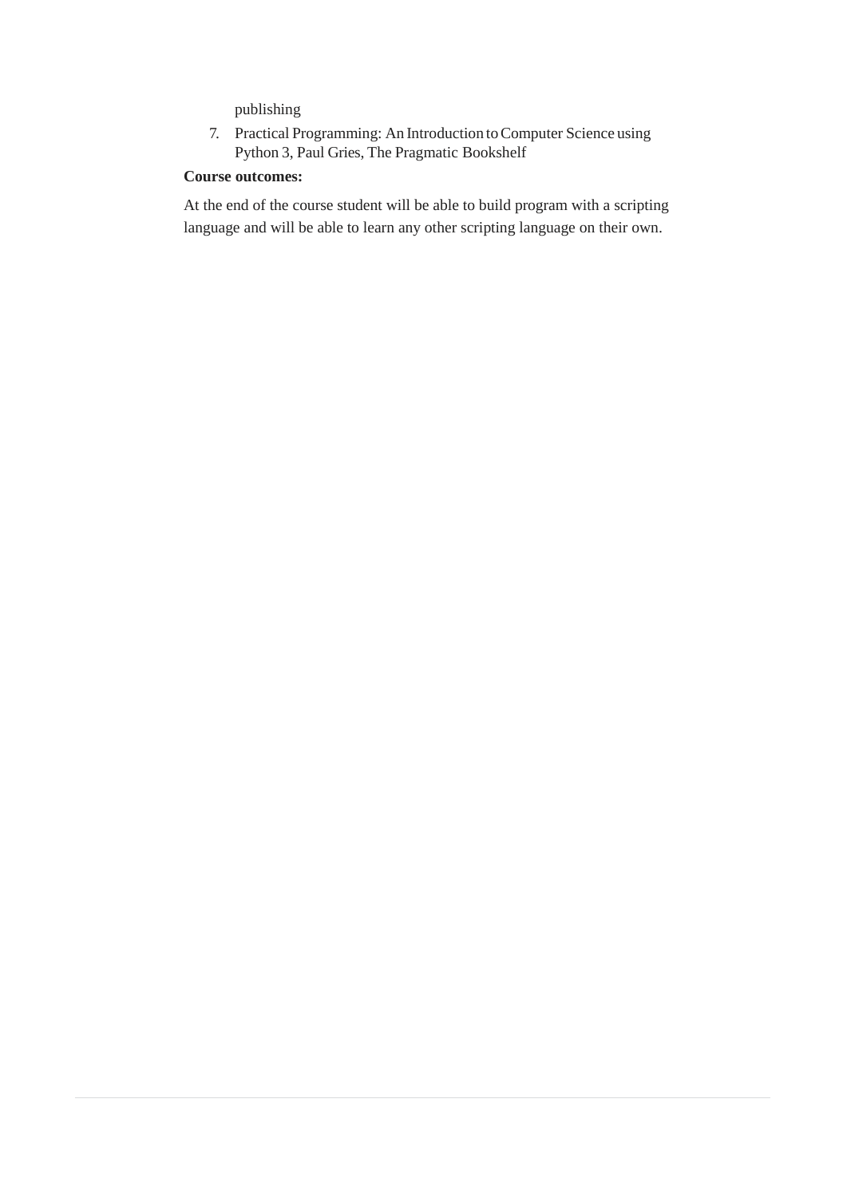publishing

7. Practical Programming: An Introduction to Computer Science using Python 3, Paul Gries, The Pragmatic Bookshelf

**Course outcomes:**

At the end of the course student will be able to build program with a scripting language and will be able to learn any other scripting language on their own.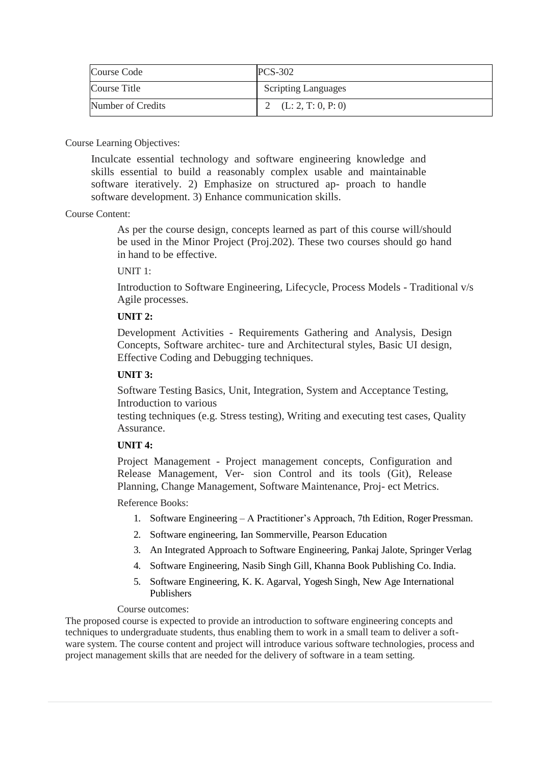| Course Code | PCS-302 |
| --- | --- |
| Course Title | Scripting Languages |
| Number of Credits | 2 (L: 2, T: 0, P: 0) |

Course Learning Objectives:

Inculcate essential technology and software engineering knowledge and skills essential to build a reasonably complex usable and maintainable software iteratively. 2) Emphasize on structured ap- proach to handle software development. 3) Enhance communication skills.

Course Content:

As per the course design, concepts learned as part of this course will/should be used in the Minor Project (Proj.202). These two courses should go hand in hand to be effective.

UNIT 1:

Introduction to Software Engineering, Lifecycle, Process Models - Traditional v/s Agile processes.

**UNIT 2:**

Development Activities - Requirements Gathering and Analysis, Design Concepts, Software architec- ture and Architectural styles, Basic UI design, Effective Coding and Debugging techniques.

**UNIT 3:**

Software Testing Basics, Unit, Integration, System and Acceptance Testing, Introduction to various
testing techniques (e.g. Stress testing), Writing and executing test cases, Quality Assurance.

**UNIT 4:**

Project Management - Project management concepts, Configuration and Release Management, Ver- sion Control and its tools (Git), Release Planning, Change Management, Software Maintenance, Proj- ect Metrics.

Reference Books:

1. Software Engineering – A Practitioner's Approach, 7th Edition, Roger Pressman.
2. Software engineering, Ian Sommerville, Pearson Education
3. An Integrated Approach to Software Engineering, Pankaj Jalote, Springer Verlag
4. Software Engineering, Nasib Singh Gill, Khanna Book Publishing Co. India.
5. Software Engineering, K. K. Agarval, Yogesh Singh, New Age International Publishers

Course outcomes:

The proposed course is expected to provide an introduction to software engineering concepts and techniques to undergraduate students, thus enabling them to work in a small team to deliver a soft- ware system. The course content and project will introduce various software technologies, process and project management skills that are needed for the delivery of software in a team setting.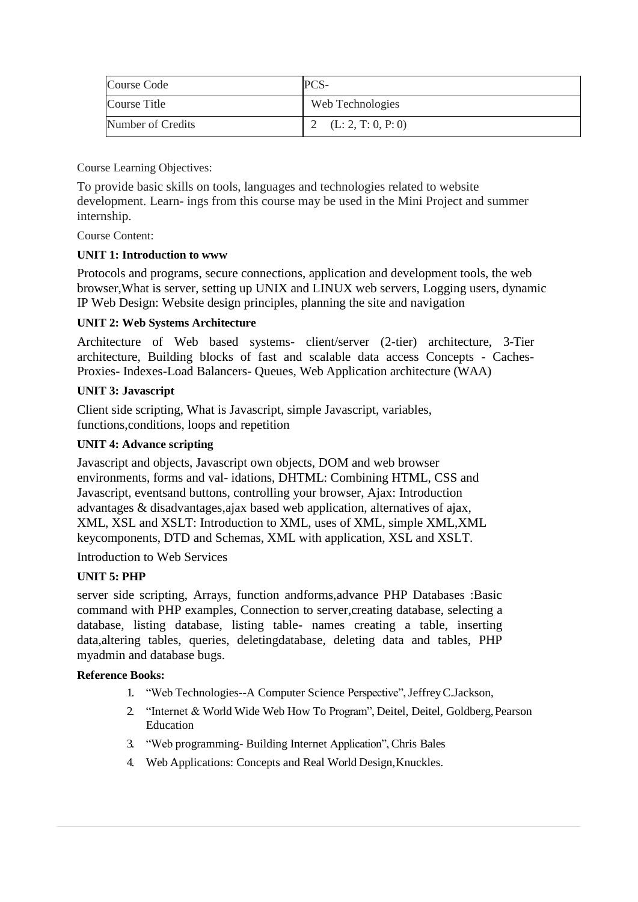| Course Code | PCS- |
|---|---|
| Course Title | Web Technologies |
| Number of Credits | 2 (L: 2, T: 0, P: 0) |

Course Learning Objectives:

To provide basic skills on tools, languages and technologies related to website development. Learn- ings from this course may be used in the Mini Project and summer internship.

Course Content:

**UNIT 1: Introduction to www**

Protocols and programs, secure connections, application and development tools, the web browser,What is server, setting up UNIX and LINUX web servers, Logging users, dynamic IP Web Design: Website design principles, planning the site and navigation

**UNIT 2: Web Systems Architecture**

Architecture of Web based systems- client/server (2-tier) architecture, 3-Tier architecture, Building blocks of fast and scalable data access Concepts - Caches- Proxies- Indexes-Load Balancers- Queues, Web Application architecture (WAA)

**UNIT 3: Javascript**

Client side scripting, What is Javascript, simple Javascript, variables, functions,conditions, loops and repetition

**UNIT 4: Advance scripting**

Javascript and objects, Javascript own objects, DOM and web browser environments, forms and val- idations, DHTML: Combining HTML, CSS and Javascript, eventsand buttons, controlling your browser, Ajax: Introduction advantages & disadvantages,ajax based web application, alternatives of ajax, XML, XSL and XSLT: Introduction to XML, uses of XML, simple XML,XML keycomponents, DTD and Schemas, XML with application, XSL and XSLT.

Introduction to Web Services

**UNIT 5: PHP**

server side scripting, Arrays, function andforms,advance PHP Databases :Basic command with PHP examples, Connection to server,creating database, selecting a database, listing database, listing table- names creating a table, inserting data,altering tables, queries, deletingdatabase, deleting data and tables, PHP myadmin and database bugs.

**Reference Books:**

1. "Web Technologies--A Computer Science Perspective", Jeffrey C.Jackson,
2. "Internet & World Wide Web How To Program", Deitel, Deitel, Goldberg, Pearson Education
3. "Web programming- Building Internet Application", Chris Bales
4. Web Applications: Concepts and Real World Design,Knuckles.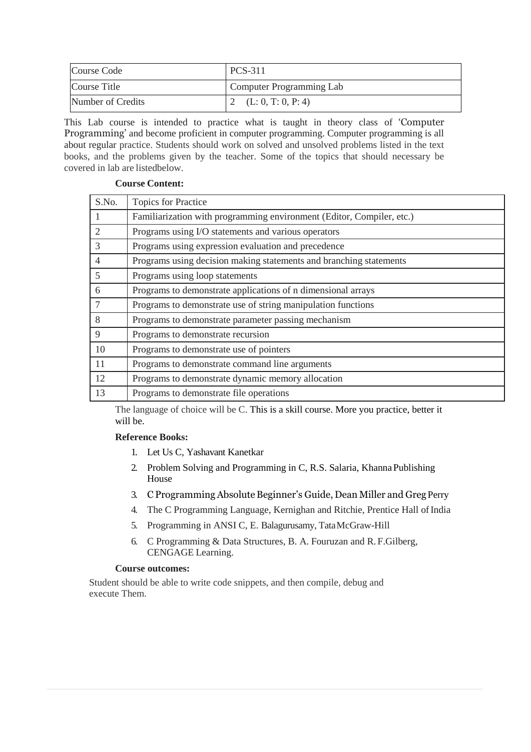| Course Code | PCS-311 |
|---|---|
| Course Title | Computer Programming Lab |
| Number of Credits | 2 (L: 0, T: 0, P: 4) |

This Lab course is intended to practice what is taught in theory class of 'Computer Programming' and become proficient in computer programming. Computer programming is all about regular practice. Students should work on solved and unsolved problems listed in the text books, and the problems given by the teacher. Some of the topics that should necessary be covered in lab are listedbelow.

**Course Content:**

| S.No. | Topics for Practice |
|---|---|
| 1 | Familiarization with programming environment (Editor, Compiler, etc.) |
| 2 | Programs using I/O statements and various operators |
| 3 | Programs using expression evaluation and precedence |
| 4 | Programs using decision making statements and branching statements |
| 5 | Programs using loop statements |
| 6 | Programs to demonstrate applications of n dimensional arrays |
| 7 | Programs to demonstrate use of string manipulation functions |
| 8 | Programs to demonstrate parameter passing mechanism |
| 9 | Programs to demonstrate recursion |
| 10 | Programs to demonstrate use of pointers |
| 11 | Programs to demonstrate command line arguments |
| 12 | Programs to demonstrate dynamic memory allocation |
| 13 | Programs to demonstrate file operations |

The language of choice will be C. This is a skill course. More you practice, better it will be.

**Reference Books:**

1. Let Us C, Yashavant Kanetkar
2. Problem Solving and Programming in C, R.S. Salaria, Khanna Publishing House
3. C Programming Absolute Beginner's Guide, Dean Miller and Greg Perry
4. The C Programming Language, Kernighan and Ritchie, Prentice Hall of India
5. Programming in ANSI C, E. Balagurusamy, Tata McGraw-Hill
6. C Programming & Data Structures, B. A. Fouruzan and R. F.Gilberg, CENGAGE Learning.

**Course outcomes:**

Student should be able to write code snippets, and then compile, debug and execute Them.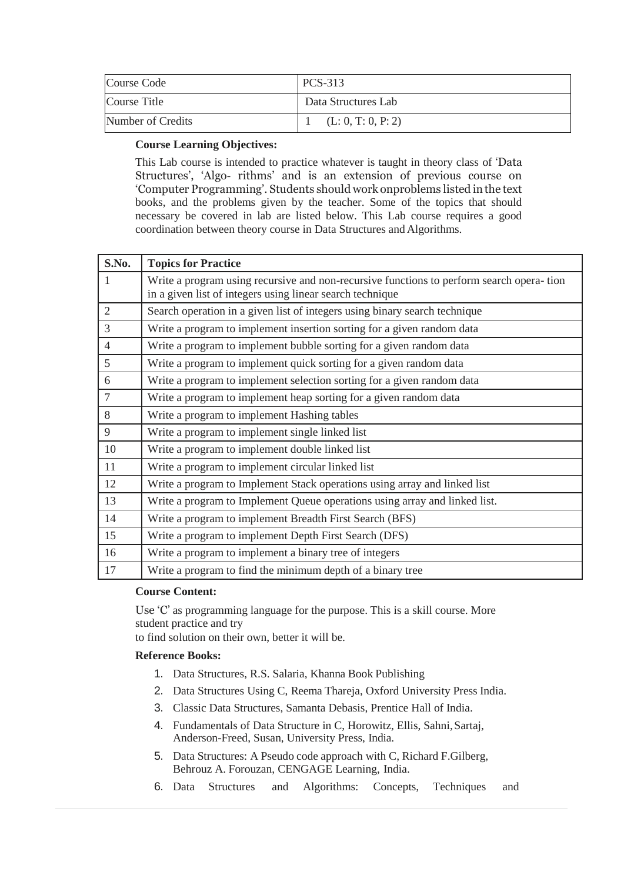| Course Code | PCS-313 |
|---|---|
| Course Title | Data Structures Lab |
| Number of Credits | 1 (L: 0, T: 0, P: 2) |

**Course Learning Objectives:**

This Lab course is intended to practice whatever is taught in theory class of 'Data Structures', 'Algo- rithms' and is an extension of previous course on 'Computer Programming'. Students should work onproblems listed in the text books, and the problems given by the teacher. Some of the topics that should necessary be covered in lab are listed below. This Lab course requires a good coordination between theory course in Data Structures and Algorithms.

| S.No. | Topics for Practice |
|---|---|
| 1 | Write a program using recursive and non-recursive functions to perform search opera- tion in a given list of integers using linear search technique |
| 2 | Search operation in a given list of integers using binary search technique |
| 3 | Write a program to implement insertion sorting for a given random data |
| 4 | Write a program to implement bubble sorting for a given random data |
| 5 | Write a program to implement quick sorting for a given random data |
| 6 | Write a program to implement selection sorting for a given random data |
| 7 | Write a program to implement heap sorting for a given random data |
| 8 | Write a program to implement Hashing tables |
| 9 | Write a program to implement single linked list |
| 10 | Write a program to implement double linked list |
| 11 | Write a program to implement circular linked list |
| 12 | Write a program to Implement Stack operations using array and linked list |
| 13 | Write a program to Implement Queue operations using array and linked list. |
| 14 | Write a program to implement Breadth First Search (BFS) |
| 15 | Write a program to implement Depth First Search (DFS) |
| 16 | Write a program to implement a binary tree of integers |
| 17 | Write a program to find the minimum depth of a binary tree |

**Course Content:**

Use 'C' as programming language for the purpose. This is a skill course. More student practice and try
to find solution on their own, better it will be.

**Reference Books:**

1. Data Structures, R.S. Salaria, Khanna Book Publishing
2. Data Structures Using C, Reema Thareja, Oxford University Press India.
3. Classic Data Structures, Samanta Debasis, Prentice Hall of India.
4. Fundamentals of Data Structure in C, Horowitz, Ellis, Sahni, Sartaj, Anderson-Freed, Susan, University Press, India.
5. Data Structures: A Pseudo code approach with C, Richard F.Gilberg, Behrouz A. Forouzan, CENGAGE Learning, India.
6. Data Structures and Algorithms: Concepts, Techniques and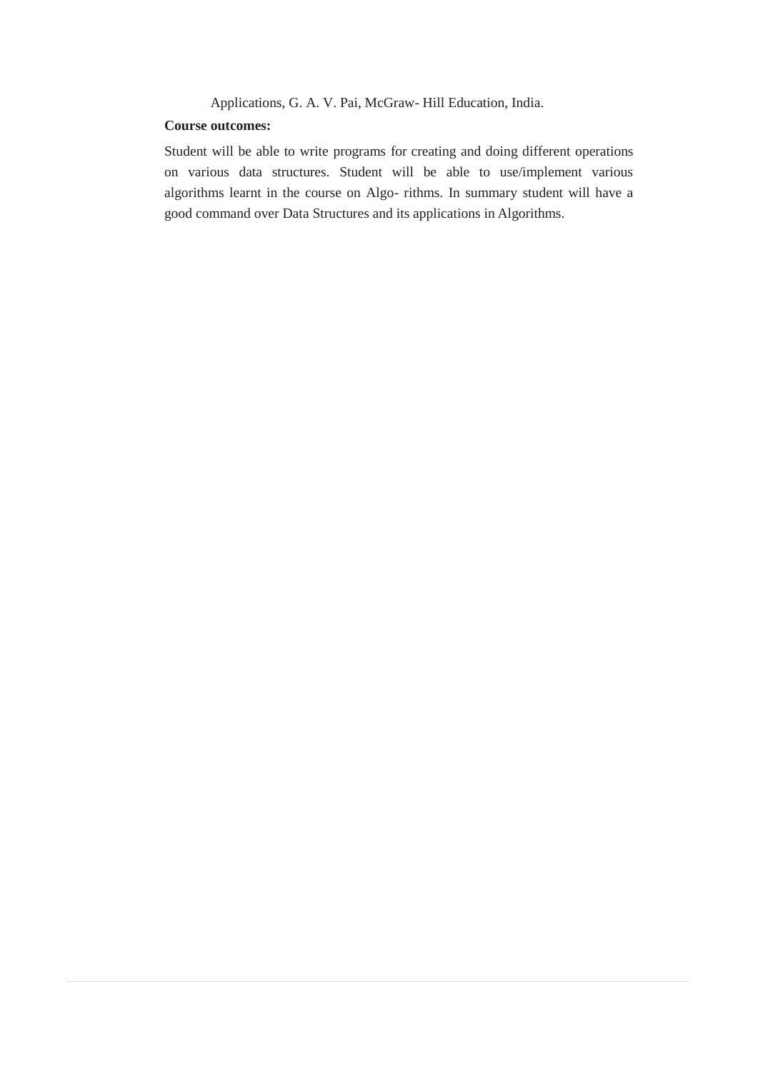Applications, G. A. V. Pai, McGraw- Hill Education, India.

**Course outcomes:**

Student will be able to write programs for creating and doing different operations on various data structures. Student will be able to use/implement various algorithms learnt in the course on Algo- rithms. In summary student will have a good command over Data Structures and its applications in Algorithms.